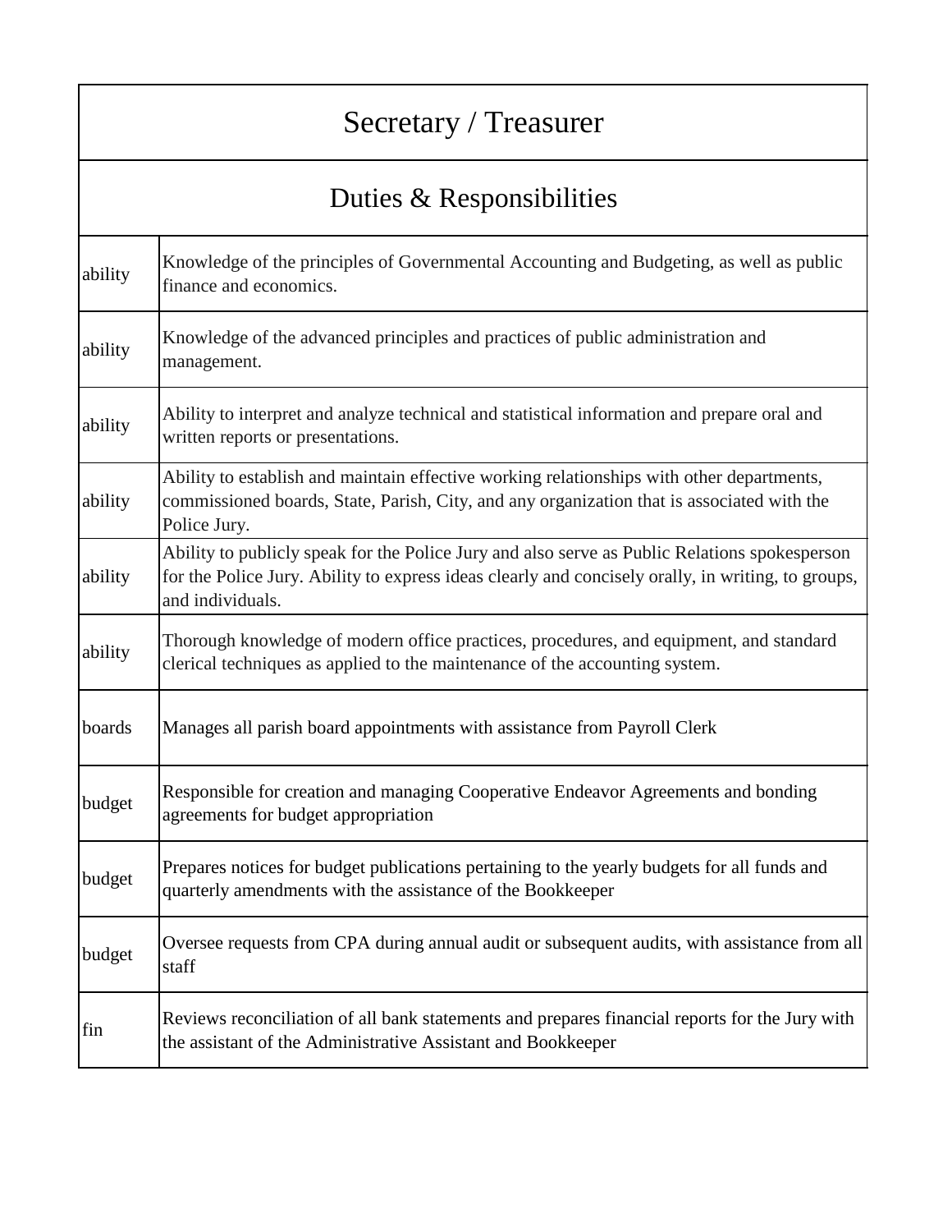| Secretary / Treasurer | |
|---|---|
| **Duties & Responsibilities** | |
| ability | Knowledge of the principles of Governmental Accounting and Budgeting, as well as public finance and economics. |
| ability | Knowledge of the advanced principles and practices of public administration and management. |
| ability | Ability to interpret and analyze technical and statistical information and prepare oral and written reports or presentations. |
| ability | Ability to establish and maintain effective working relationships with other departments, commissioned boards, State, Parish, City, and any organization that is associated with the Police Jury. |
| ability | Ability to publicly speak for the Police Jury and also serve as Public Relations spokesperson for the Police Jury. Ability to express ideas clearly and concisely orally, in writing, to groups, and individuals. |
| ability | Thorough knowledge of modern office practices, procedures, and equipment, and standard clerical techniques as applied to the maintenance of the accounting system. |
| boards | Manages all parish board appointments with assistance from Payroll Clerk |
| budget | Responsible for creation and managing Cooperative Endeavor Agreements and bonding agreements for budget appropriation |
| budget | Prepares notices for budget publications pertaining to the yearly budgets for all funds and quarterly amendments with the assistance of the Bookkeeper |
| budget | Oversee requests from CPA during annual audit or subsequent audits, with assistance from all staff |
| fin | Reviews reconciliation of all bank statements and prepares financial reports for the Jury with the assistant of the Administrative Assistant and Bookkeeper |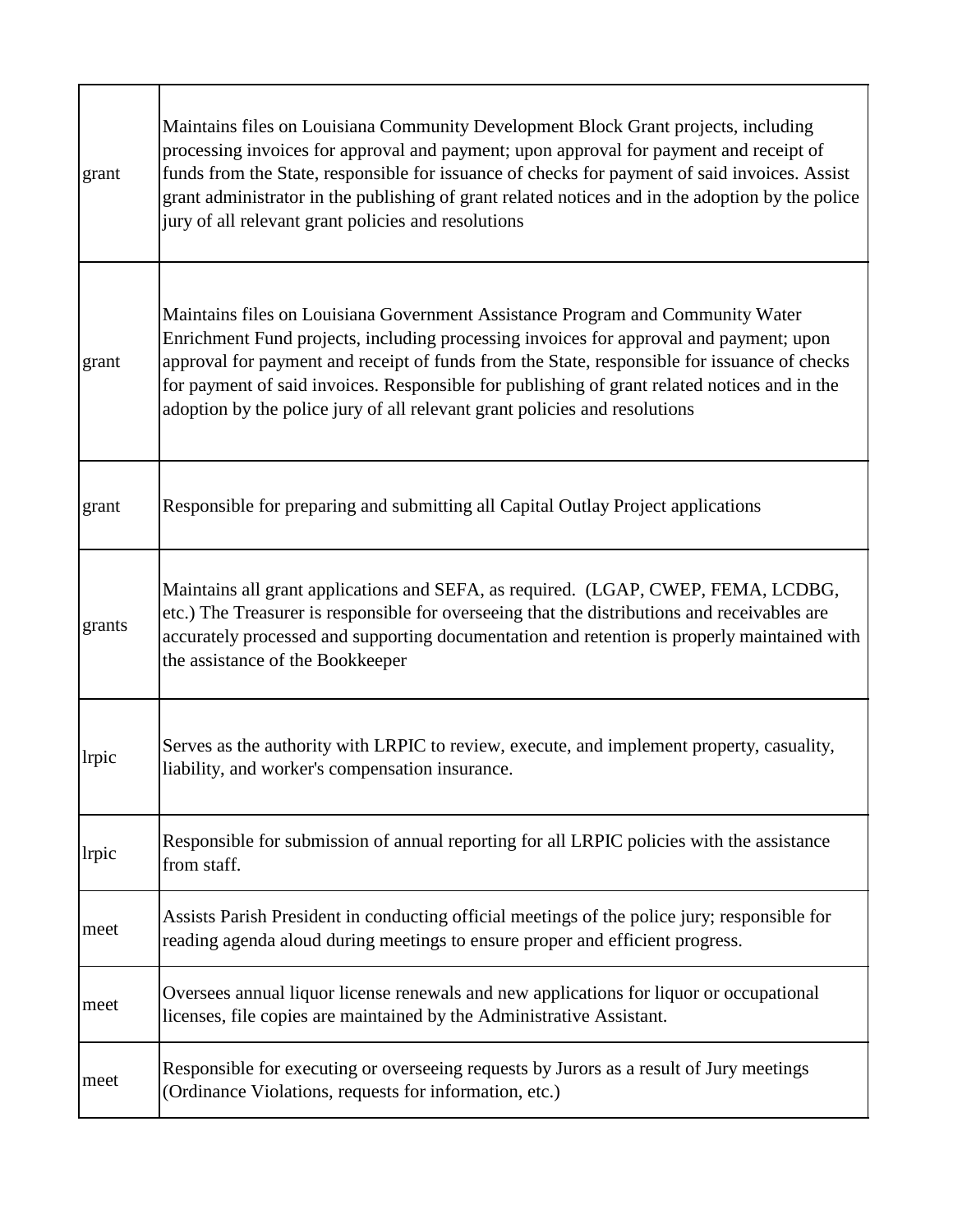| | |
|---|---|
| grant | Maintains files on Louisiana Community Development Block Grant projects, including processing invoices for approval and payment; upon approval for payment and receipt of funds from the State, responsible for issuance of checks for payment of said invoices. Assist grant administrator in the publishing of grant related notices and in the adoption by the police jury of all relevant grant policies and resolutions |
| grant | Maintains files on Louisiana Government Assistance Program and Community Water Enrichment Fund projects, including processing invoices for approval and payment; upon approval for payment and receipt of funds from the State, responsible for issuance of checks for payment of said invoices. Responsible for publishing of grant related notices and in the adoption by the police jury of all relevant grant policies and resolutions |
| grant | Responsible for preparing and submitting all Capital Outlay Project applications |
| grants | Maintains all grant applications and SEFA, as required. (LGAP, CWEP, FEMA, LCDBG, etc.) The Treasurer is responsible for overseeing that the distributions and receivables are accurately processed and supporting documentation and retention is properly maintained with the assistance of the Bookkeeper |
| lrpic | Serves as the authority with LRPIC to review, execute, and implement property, casuality, liability, and worker's compensation insurance. |
| lrpic | Responsible for submission of annual reporting for all LRPIC policies with the assistance from staff. |
| meet | Assists Parish President in conducting official meetings of the police jury; responsible for reading agenda aloud during meetings to ensure proper and efficient progress. |
| meet | Oversees annual liquor license renewals and new applications for liquor or occupational licenses, file copies are maintained by the Administrative Assistant. |
| meet | Responsible for executing or overseeing requests by Jurors as a result of Jury meetings (Ordinance Violations, requests for information, etc.) |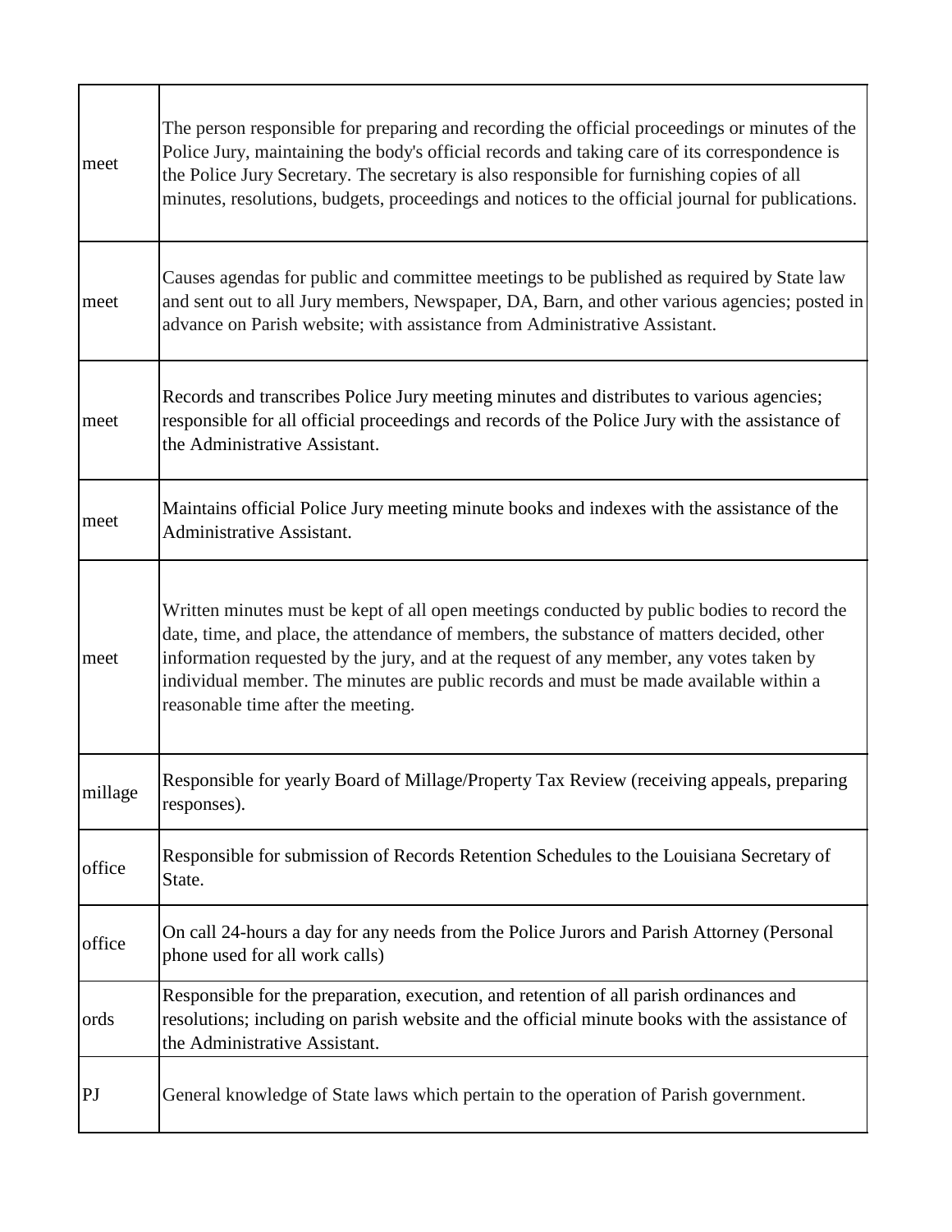| | |
|---|---|
| meet | The person responsible for preparing and recording the official proceedings or minutes of the Police Jury, maintaining the body's official records and taking care of its correspondence is the Police Jury Secretary. The secretary is also responsible for furnishing copies of all minutes, resolutions, budgets, proceedings and notices to the official journal for publications. |
| meet | Causes agendas for public and committee meetings to be published as required by State law and sent out to all Jury members, Newspaper, DA, Barn, and other various agencies; posted in advance on Parish website; with assistance from Administrative Assistant. |
| meet | Records and transcribes Police Jury meeting minutes and distributes to various agencies; responsible for all official proceedings and records of the Police Jury with the assistance of the Administrative Assistant. |
| meet | Maintains official Police Jury meeting minute books and indexes with the assistance of the Administrative Assistant. |
| meet | Written minutes must be kept of all open meetings conducted by public bodies to record the date, time, and place, the attendance of members, the substance of matters decided, other information requested by the jury, and at the request of any member, any votes taken by individual member. The minutes are public records and must be made available within a reasonable time after the meeting. |
| millage | Responsible for yearly Board of Millage/Property Tax Review (receiving appeals, preparing responses). |
| office | Responsible for submission of Records Retention Schedules to the Louisiana Secretary of State. |
| office | On call 24-hours a day for any needs from the Police Jurors and Parish Attorney (Personal phone used for all work calls) |
| ords | Responsible for the preparation, execution, and retention of all parish ordinances and resolutions; including on parish website and the official minute books with the assistance of the Administrative Assistant. |
| PJ | General knowledge of State laws which pertain to the operation of Parish government. |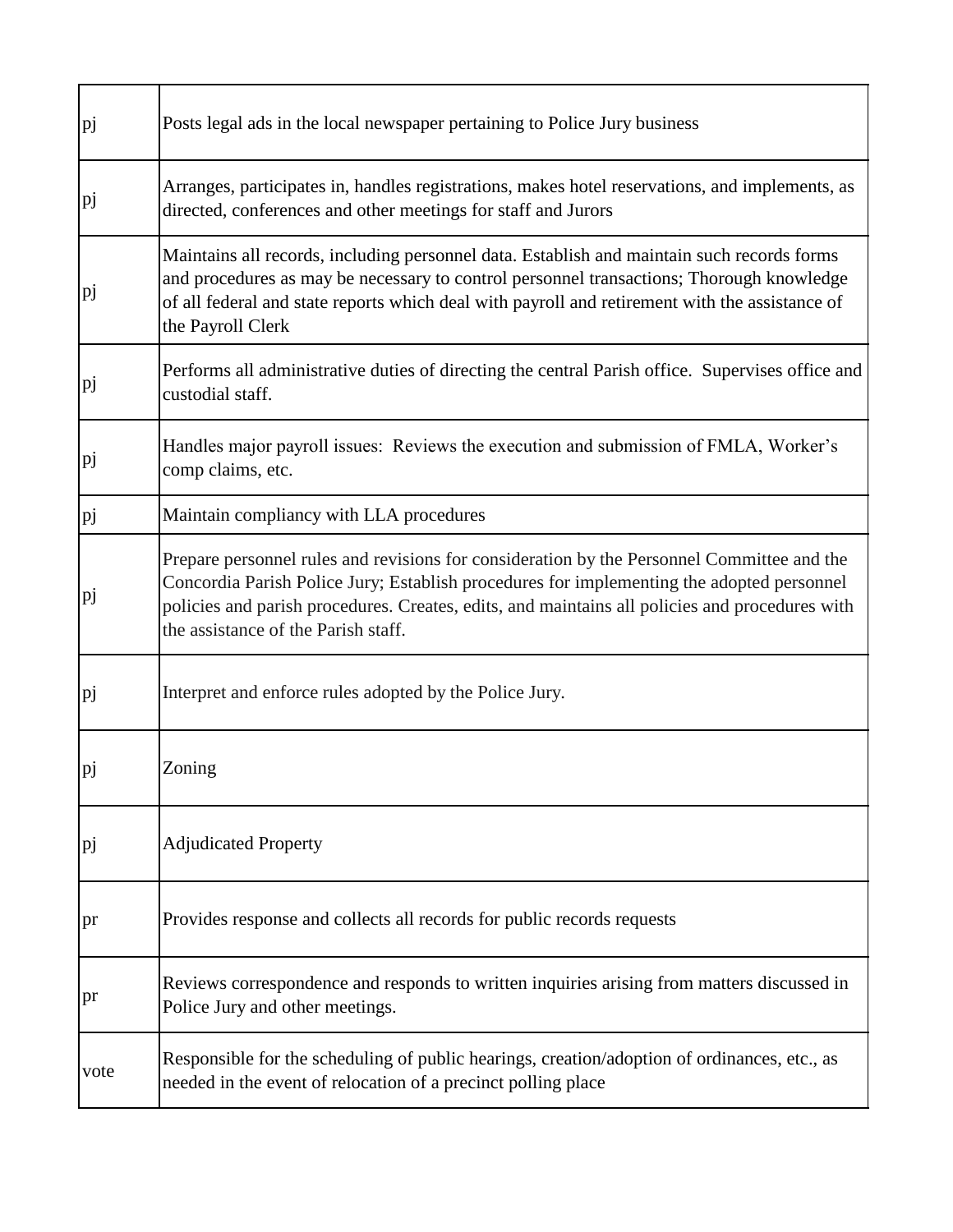| | |
|---|---|
| pj | Posts legal ads in the local newspaper pertaining to Police Jury business |
| pj | Arranges, participates in, handles registrations, makes hotel reservations, and implements, as directed, conferences and other meetings for staff and Jurors |
| pj | Maintains all records, including personnel data. Establish and maintain such records forms and procedures as may be necessary to control personnel transactions; Thorough knowledge of all federal and state reports which deal with payroll and retirement with the assistance of the Payroll Clerk |
| pj | Performs all administrative duties of directing the central Parish office. Supervises office and custodial staff. |
| pj | Handles major payroll issues: Reviews the execution and submission of FMLA, Worker's comp claims, etc. |
| pj | Maintain compliancy with LLA procedures |
| pj | Prepare personnel rules and revisions for consideration by the Personnel Committee and the Concordia Parish Police Jury; Establish procedures for implementing the adopted personnel policies and parish procedures. Creates, edits, and maintains all policies and procedures with the assistance of the Parish staff. |
| pj | Interpret and enforce rules adopted by the Police Jury. |
| pj | Zoning |
| pj | Adjudicated Property |
| pr | Provides response and collects all records for public records requests |
| pr | Reviews correspondence and responds to written inquiries arising from matters discussed in Police Jury and other meetings. |
| vote | Responsible for the scheduling of public hearings, creation/adoption of ordinances, etc., as needed in the event of relocation of a precinct polling place |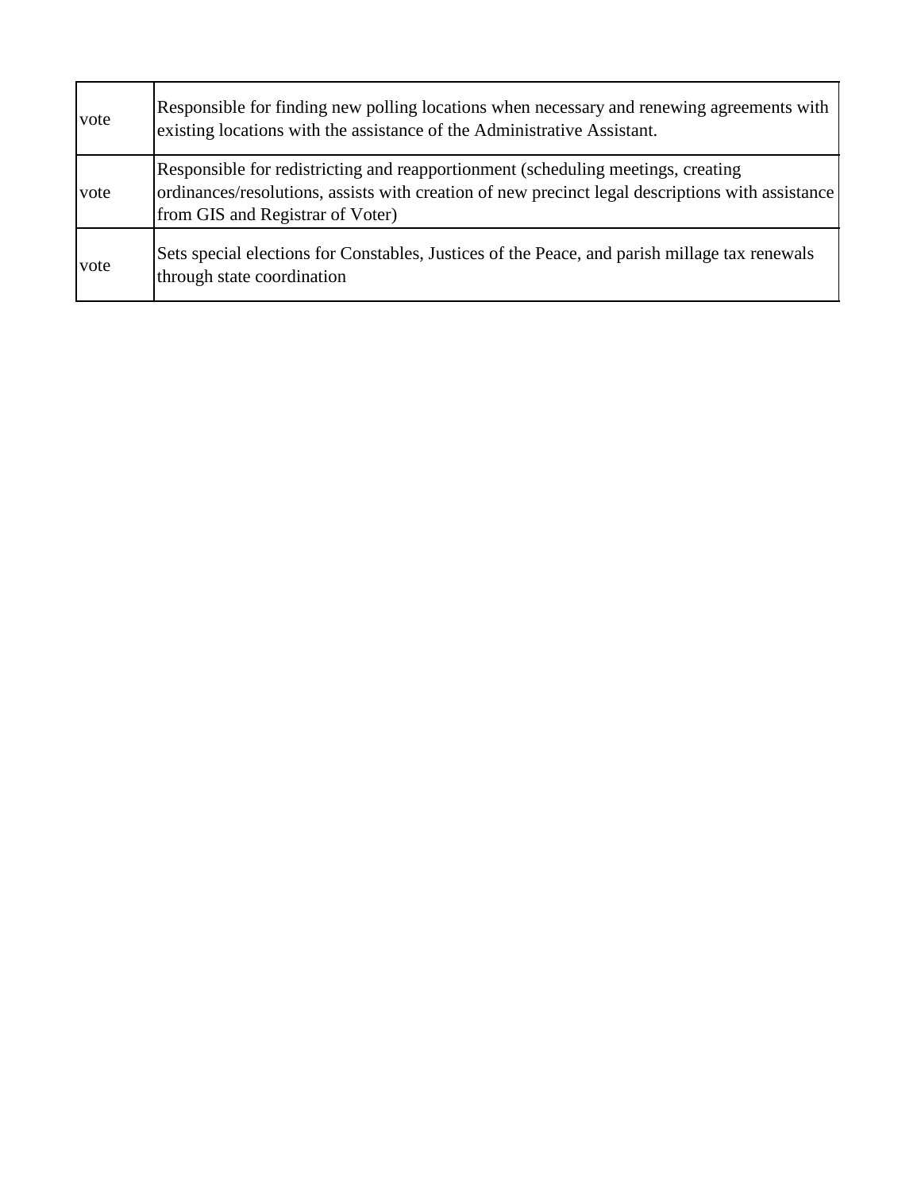| | |
|---|---|
| vote | Responsible for finding new polling locations when necessary and renewing agreements with existing locations with the assistance of the Administrative Assistant. |
| vote | Responsible for redistricting and reapportionment (scheduling meetings, creating ordinances/resolutions, assists with creation of new precinct legal descriptions with assistance from GIS and Registrar of Voter) |
| vote | Sets special elections for Constables, Justices of the Peace, and parish millage tax renewals through state coordination |